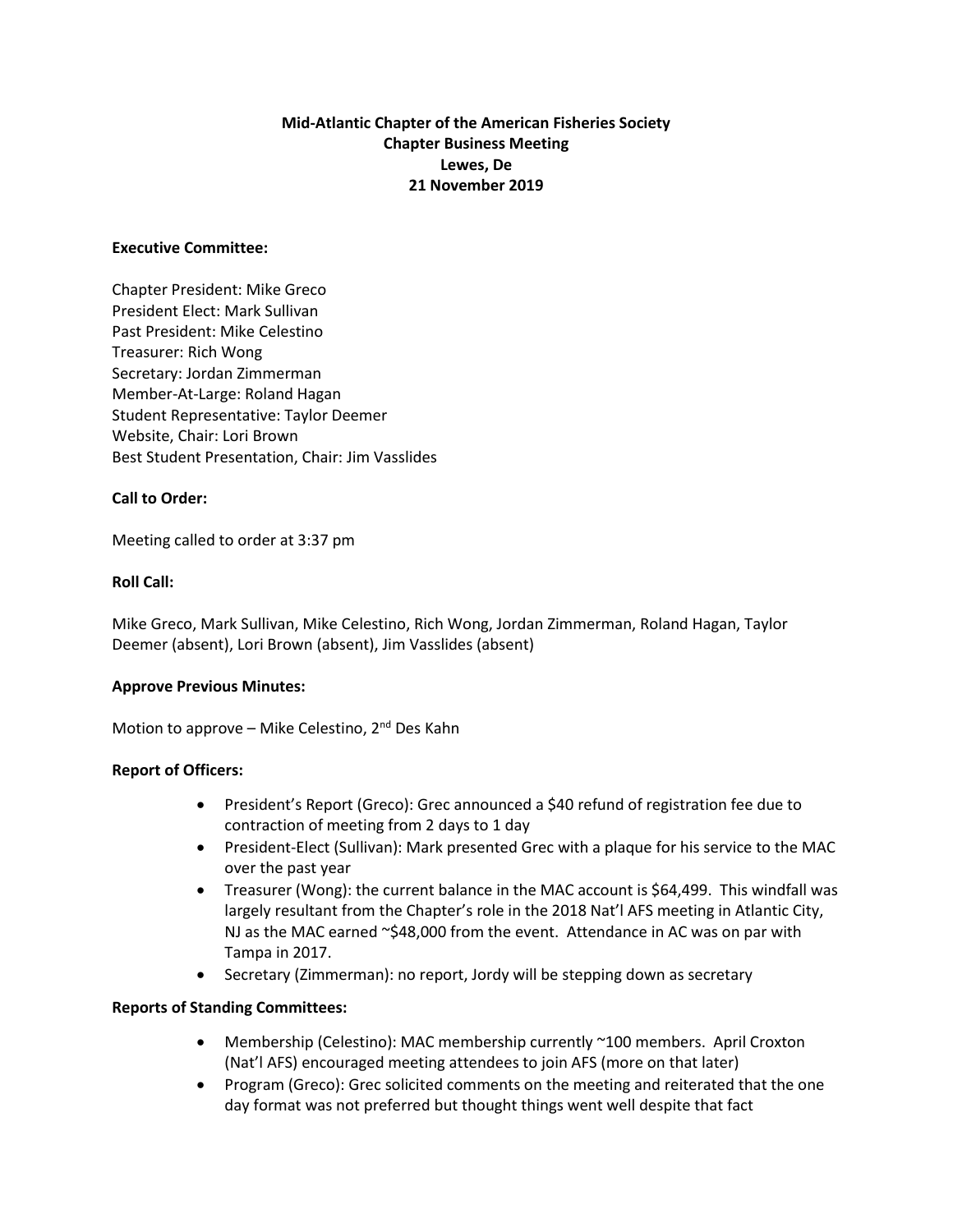**Mid-Atlantic Chapter of the American Fisheries Society**
**Chapter Business Meeting**
**Lewes, De**
**21 November 2019**

**Executive Committee:**

Chapter President: Mike Greco
President Elect: Mark Sullivan
Past President: Mike Celestino
Treasurer: Rich Wong
Secretary: Jordan Zimmerman
Member-At-Large: Roland Hagan
Student Representative: Taylor Deemer
Website, Chair: Lori Brown
Best Student Presentation, Chair: Jim Vasslides

**Call to Order:**

Meeting called to order at 3:37 pm

**Roll Call:**

Mike Greco, Mark Sullivan, Mike Celestino, Rich Wong, Jordan Zimmerman, Roland Hagan, Taylor Deemer (absent), Lori Brown (absent), Jim Vasslides (absent)

**Approve Previous Minutes:**

Motion to approve – Mike Celestino, 2nd Des Kahn

**Report of Officers:**

- President's Report (Greco): Grec announced a $40 refund of registration fee due to contraction of meeting from 2 days to 1 day
- President-Elect (Sullivan): Mark presented Grec with a plaque for his service to the MAC over the past year
- Treasurer (Wong): the current balance in the MAC account is $64,499. This windfall was largely resultant from the Chapter's role in the 2018 Nat'l AFS meeting in Atlantic City, NJ as the MAC earned ~$48,000 from the event. Attendance in AC was on par with Tampa in 2017.
- Secretary (Zimmerman): no report, Jordy will be stepping down as secretary

**Reports of Standing Committees:**

- Membership (Celestino): MAC membership currently ~100 members. April Croxton (Nat'l AFS) encouraged meeting attendees to join AFS (more on that later)
- Program (Greco): Grec solicited comments on the meeting and reiterated that the one day format was not preferred but thought things went well despite that fact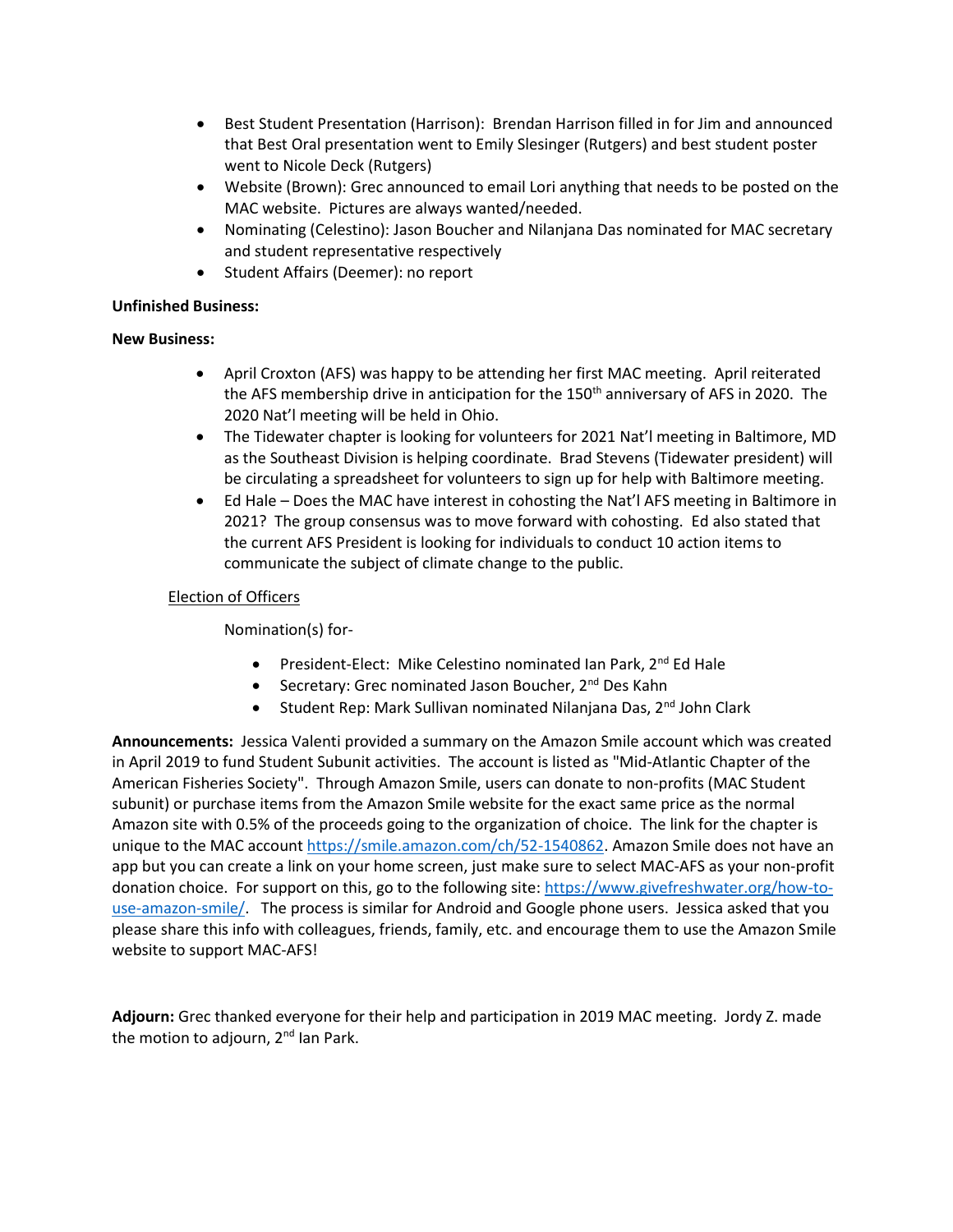- Best Student Presentation (Harrison): Brendan Harrison filled in for Jim and announced that Best Oral presentation went to Emily Slesinger (Rutgers) and best student poster went to Nicole Deck (Rutgers)
- Website (Brown): Grec announced to email Lori anything that needs to be posted on the MAC website. Pictures are always wanted/needed.
- Nominating (Celestino): Jason Boucher and Nilanjana Das nominated for MAC secretary and student representative respectively
- Student Affairs (Deemer): no report

**Unfinished Business:**

**New Business:**

- April Croxton (AFS) was happy to be attending her first MAC meeting. April reiterated the AFS membership drive in anticipation for the 150th anniversary of AFS in 2020. The 2020 Nat'l meeting will be held in Ohio.
- The Tidewater chapter is looking for volunteers for 2021 Nat'l meeting in Baltimore, MD as the Southeast Division is helping coordinate. Brad Stevens (Tidewater president) will be circulating a spreadsheet for volunteers to sign up for help with Baltimore meeting.
- Ed Hale – Does the MAC have interest in cohosting the Nat'l AFS meeting in Baltimore in 2021? The group consensus was to move forward with cohosting. Ed also stated that the current AFS President is looking for individuals to conduct 10 action items to communicate the subject of climate change to the public.

Election of Officers

Nomination(s) for-

- President-Elect: Mike Celestino nominated Ian Park, 2nd Ed Hale
- Secretary: Grec nominated Jason Boucher, 2nd Des Kahn
- Student Rep: Mark Sullivan nominated Nilanjana Das, 2nd John Clark

**Announcements:** Jessica Valenti provided a summary on the Amazon Smile account which was created in April 2019 to fund Student Subunit activities. The account is listed as "Mid-Atlantic Chapter of the American Fisheries Society". Through Amazon Smile, users can donate to non-profits (MAC Student subunit) or purchase items from the Amazon Smile website for the exact same price as the normal Amazon site with 0.5% of the proceeds going to the organization of choice. The link for the chapter is unique to the MAC account https://smile.amazon.com/ch/52-1540862. Amazon Smile does not have an app but you can create a link on your home screen, just make sure to select MAC-AFS as your non-profit donation choice. For support on this, go to the following site: https://www.givefreshwater.org/how-to-use-amazon-smile/. The process is similar for Android and Google phone users. Jessica asked that you please share this info with colleagues, friends, family, etc. and encourage them to use the Amazon Smile website to support MAC-AFS!

**Adjourn:** Grec thanked everyone for their help and participation in 2019 MAC meeting. Jordy Z. made the motion to adjourn, 2nd Ian Park.